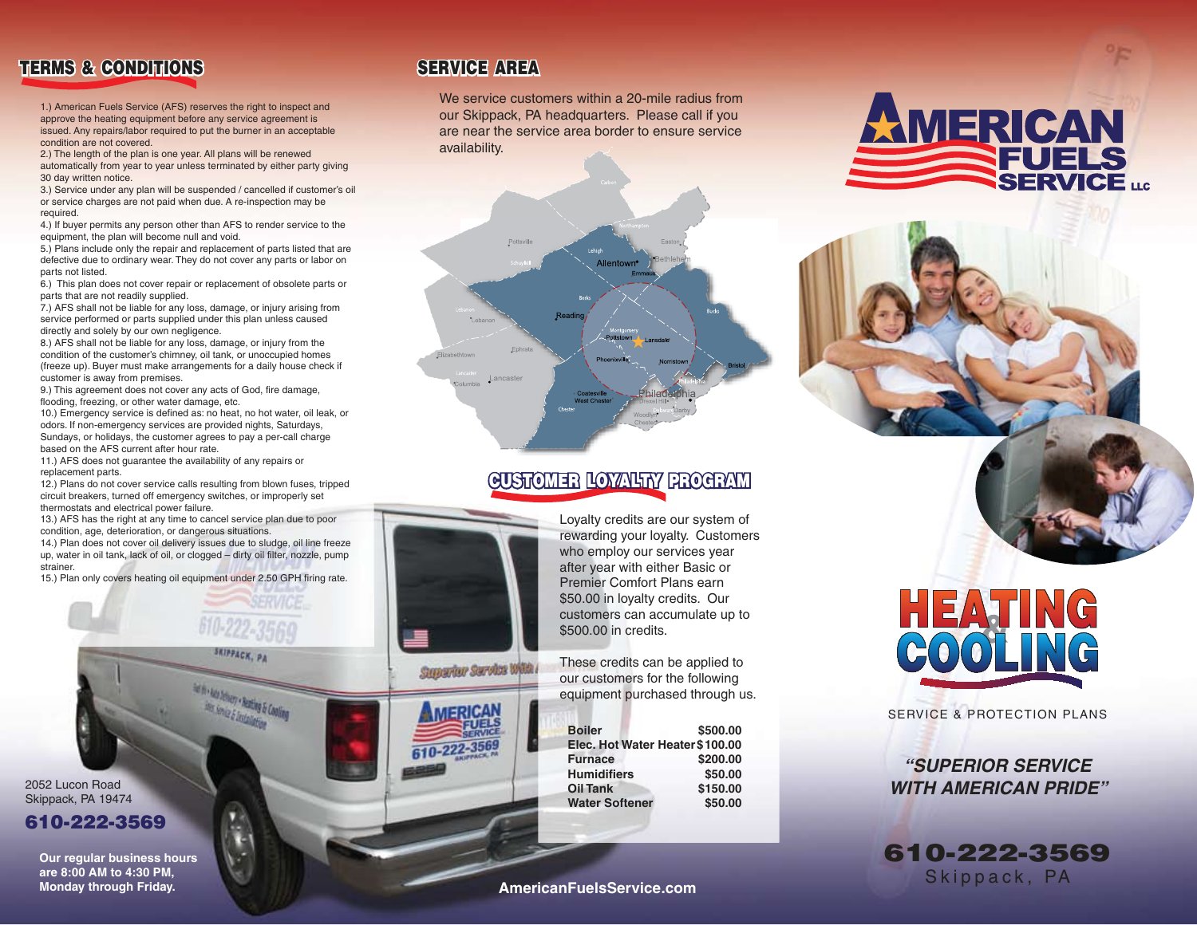## TERMS & CONDITIONS

1.) American Fuels Service (AFS) reserves the right to inspect and approve the heating equipment before any service agreement is issued. Any repairs/labor required to put the burner in an acceptable condition are not covered.
2.) The length of the plan is one year. All plans will be renewed automatically from year to year unless terminated by either party giving 30 day written notice.
3.) Service under any plan will be suspended / cancelled if customer's oil or service charges are not paid when due. A re-inspection may be required.
4.) If buyer permits any person other than AFS to render service to the equipment, the plan will become null and void.
5.) Plans include only the repair and replacement of parts listed that are defective due to ordinary wear. They do not cover any parts or labor on parts not listed.
6.) This plan does not cover repair or replacement of obsolete parts or parts that are not readily supplied.
7.) AFS shall not be liable for any loss, damage, or injury arising from service performed or parts supplied under this plan unless caused directly and solely by our own negligence.
8.) AFS shall not be liable for any loss, damage, or injury from the condition of the customer's chimney, oil tank, or unoccupied homes (freeze up). Buyer must make arrangements for a daily house check if customer is away from premises.
9.) This agreement does not cover any acts of God, fire damage, flooding, freezing, or other water damage, etc.
10.) Emergency service is defined as: no heat, no hot water, oil leak, or odors. If non-emergency services are provided nights, Saturdays, Sundays, or holidays, the customer agrees to pay a per-call charge based on the AFS current after hour rate.
11.) AFS does not guarantee the availability of any repairs or replacement parts.
12.) Plans do not cover service calls resulting from blown fuses, tripped circuit breakers, turned off emergency switches, or improperly set thermostats and electrical power failure.
13.) AFS has the right at any time to cancel service plan due to poor condition, age, deterioration, or dangerous situations.
14.) Plan does not cover oil delivery issues due to sludge, oil line freeze up, water in oil tank, lack of oil, or clogged – dirty oil filter, nozzle, pump strainer.
15.) Plan only covers heating oil equipment under 2.50 GPH firing rate.

2052 Lucon Road
Skippack, PA 19474

**610-222-3569**

**Our regular business hours are 8:00 AM to 4:30 PM, Monday through Friday.**

## SERVICE AREA

We service customers within a 20-mile radius from our Skippack, PA headquarters. Please call if you are near the service area border to ensure service availability.

## CUSTOMER LOYALTY PROGRAM

Loyalty credits are our system of rewarding your loyalty. Customers who employ our services year after year with either Basic or Premier Comfort Plans earn $50.00 in loyalty credits. Our customers can accumulate up to $500.00 in credits.

These credits can be applied to our customers for the following equipment purchased through us.

| | |
|---|---|
| **Boiler** | **$500.00** |
| **Elec. Hot Water Heater** | **$100.00** |
| **Furnace** | **$200.00** |
| **Humidifiers** | **$50.00** |
| **Oil Tank** | **$150.00** |
| **Water Softener** | **$50.00** |

**AmericanFuelsService.com**

# AMERICAN FUELS SERVICE LLC

# HEATING & COOLING

SERVICE & PROTECTION PLANS

***"SUPERIOR SERVICE WITH AMERICAN PRIDE"***

**610-222-3569**
Skippack, PA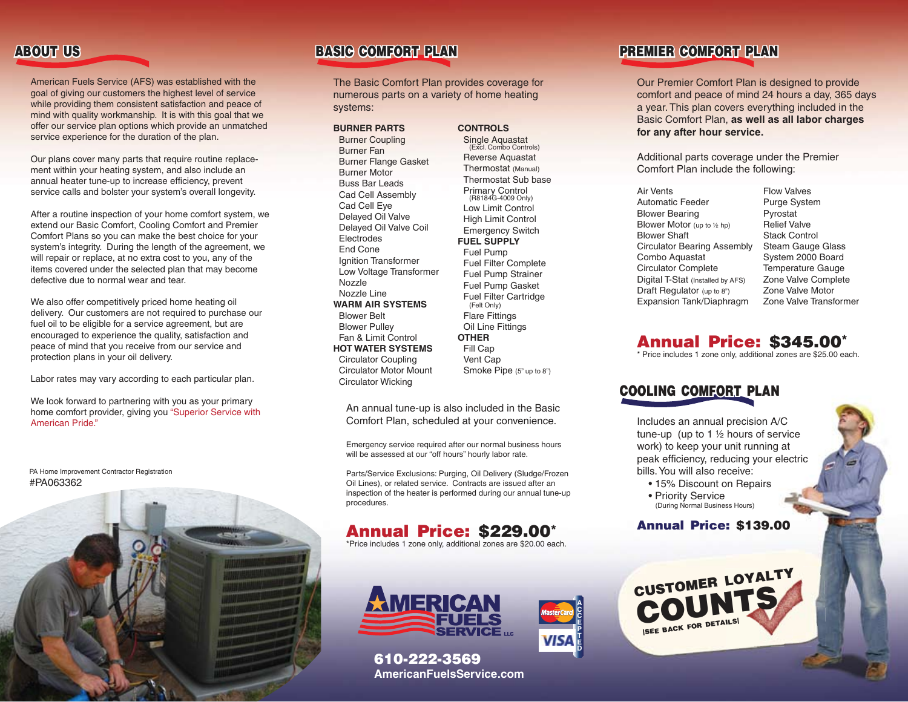## ABOUT US

American Fuels Service (AFS) was established with the goal of giving our customers the highest level of service while providing them consistent satisfaction and peace of mind with quality workmanship. It is with this goal that we offer our service plan options which provide an unmatched service experience for the duration of the plan.

Our plans cover many parts that require routine replacement within your heating system, and also include an annual heater tune-up to increase efficiency, prevent service calls and bolster your system's overall longevity.

After a routine inspection of your home comfort system, we extend our Basic Comfort, Cooling Comfort and Premier Comfort Plans so you can make the best choice for your system's integrity. During the length of the agreement, we will repair or replace, at no extra cost to you, any of the items covered under the selected plan that may become defective due to normal wear and tear.

We also offer competitively priced home heating oil delivery. Our customers are not required to purchase our fuel oil to be eligible for a service agreement, but are encouraged to experience the quality, satisfaction and peace of mind that you receive from our service and protection plans in your oil delivery.

Labor rates may vary according to each particular plan.

We look forward to partnering with you as your primary home comfort provider, giving you "Superior Service with American Pride."

PA Home Improvement Contractor Registration
#PA063362

## BASIC COMFORT PLAN

The Basic Comfort Plan provides coverage for numerous parts on a variety of home heating systems:

**BURNER PARTS**
- Burner Coupling
- Burner Fan
- Burner Flange Gasket
- Burner Motor
- Buss Bar Leads
- Cad Cell Assembly
- Cad Cell Eye
- Delayed Oil Valve
- Delayed Oil Valve Coil
- Electrodes
- End Cone
- Ignition Transformer
- Low Voltage Transformer
- Nozzle
- Nozzle Line

**WARM AIR SYSTEMS**
- Blower Belt
- Blower Pulley
- Fan & Limit Control

**HOT WATER SYSTEMS**
- Circulator Coupling
- Circulator Motor Mount
- Circulator Wicking

**CONTROLS**
- Single Aquastat (Excl. Combo Controls)
- Reverse Aquastat
- Thermostat (Manual)
- Thermostat Sub base
- Primary Control (R8184G-4009 Only)
- Low Limit Control
- High Limit Control
- Emergency Switch

**FUEL SUPPLY**
- Fuel Pump
- Fuel Filter Complete
- Fuel Pump Strainer
- Fuel Pump Gasket
- Fuel Filter Cartridge (Felt Only)
- Flare Fittings
- Oil Line Fittings

**OTHER**
- Fill Cap
- Vent Cap
- Smoke Pipe (5" up to 8")

An annual tune-up is also included in the Basic Comfort Plan, scheduled at your convenience.

Emergency service required after our normal business hours will be assessed at our "off hours" hourly labor rate.

Parts/Service Exclusions: Purging, Oil Delivery (Sludge/Frozen Oil Lines), or related service. Contracts are issued after an inspection of the heater is performed during our annual tune-up procedures.

**Annual Price: $229.00***
*Price includes 1 zone only, additional zones are $20.00 each.

AMERICAN FUELS SERVICE LLC

**610-222-3569**
**AmericanFuelsService.com**

ACCEPTED

## PREMIER COMFORT PLAN

Our Premier Comfort Plan is designed to provide comfort and peace of mind 24 hours a day, 365 days a year. This plan covers everything included in the Basic Comfort Plan, **as well as all labor charges for any after hour service.**

Additional parts coverage under the Premier Comfort Plan include the following:

- Air Vents
- Automatic Feeder
- Blower Bearing
- Blower Motor (up to ½ hp)
- Blower Shaft
- Circulator Bearing Assembly
- Combo Aquastat
- Circulator Complete
- Digital T-Stat (Installed by AFS)
- Draft Regulator (up to 8")
- Expansion Tank/Diaphragm
- Flow Valves
- Purge System
- Pyrostat
- Relief Valve
- Stack Control
- Steam Gauge Glass
- System 2000 Board
- Temperature Gauge
- Zone Valve Complete
- Zone Valve Motor
- Zone Valve Transformer

**Annual Price: $345.00***
* Price includes 1 zone only, additional zones are $25.00 each.

## COOLING COMFORT PLAN

Includes an annual precision A/C tune-up (up to 1 ½ hours of service work) to keep your unit running at peak efficiency, reducing your electric bills. You will also receive:

- 15% Discount on Repairs
- Priority Service (During Normal Business Hours)

**Annual Price: $139.00**

CUSTOMER LOYALTY COUNTS (SEE BACK FOR DETAILS)